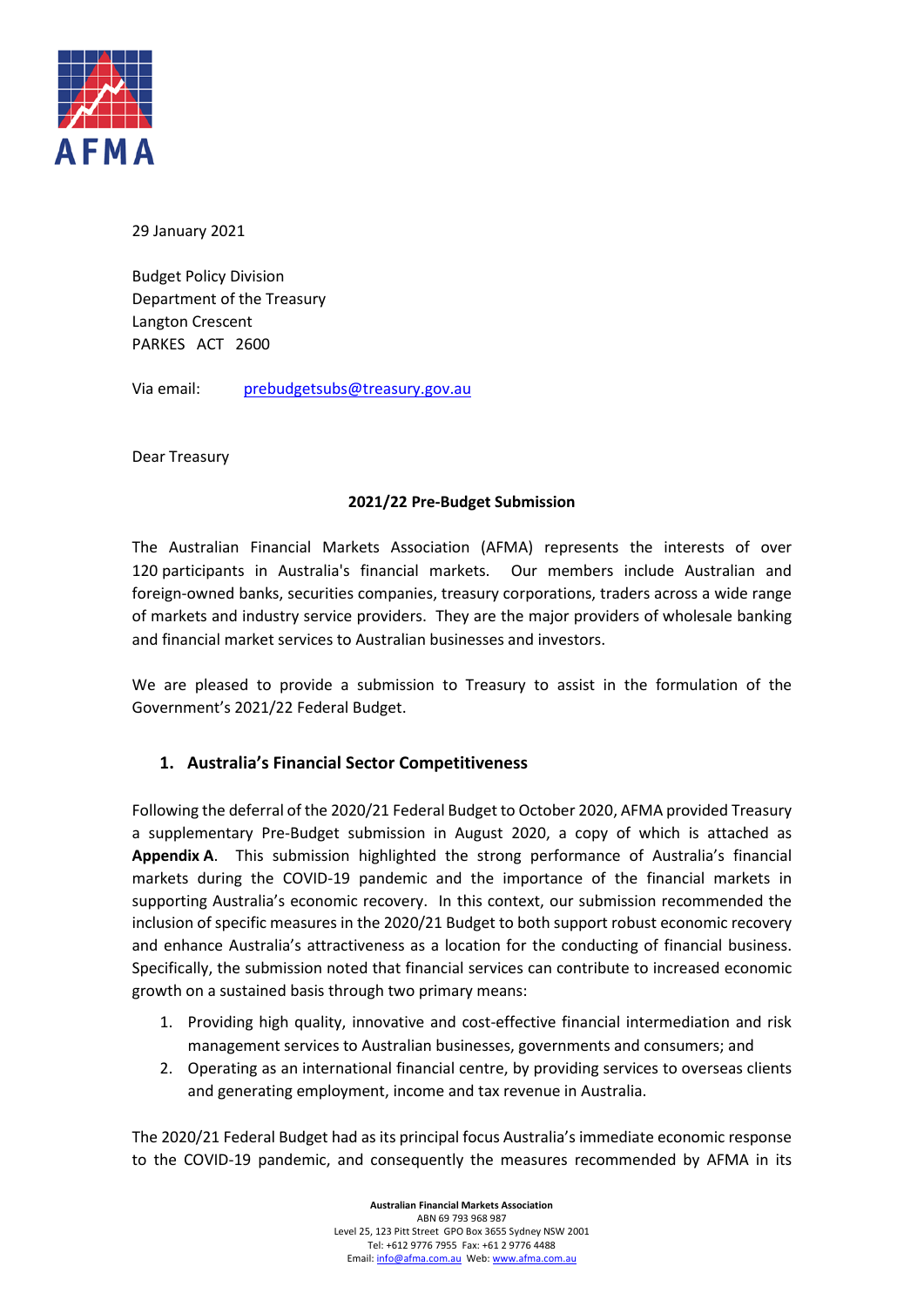29 January 2021

Budget Policy Division
Department of the Treasury
Langton Crescent
PARKES ACT 2600

Via email: prebudgetsubs@treasury.gov.au

Dear Treasury

**2021/22 Pre-Budget Submission**

The Australian Financial Markets Association (AFMA) represents the interests of over 120 participants in Australia's financial markets. Our members include Australian and foreign-owned banks, securities companies, treasury corporations, traders across a wide range of markets and industry service providers. They are the major providers of wholesale banking and financial market services to Australian businesses and investors.

We are pleased to provide a submission to Treasury to assist in the formulation of the Government's 2021/22 Federal Budget.

## 1. Australia's Financial Sector Competitiveness

Following the deferral of the 2020/21 Federal Budget to October 2020, AFMA provided Treasury a supplementary Pre-Budget submission in August 2020, a copy of which is attached as **Appendix A**. This submission highlighted the strong performance of Australia's financial markets during the COVID-19 pandemic and the importance of the financial markets in supporting Australia's economic recovery. In this context, our submission recommended the inclusion of specific measures in the 2020/21 Budget to both support robust economic recovery and enhance Australia's attractiveness as a location for the conducting of financial business. Specifically, the submission noted that financial services can contribute to increased economic growth on a sustained basis through two primary means:

1. Providing high quality, innovative and cost-effective financial intermediation and risk management services to Australian businesses, governments and consumers; and
2. Operating as an international financial centre, by providing services to overseas clients and generating employment, income and tax revenue in Australia.

The 2020/21 Federal Budget had as its principal focus Australia's immediate economic response to the COVID-19 pandemic, and consequently the measures recommended by AFMA in its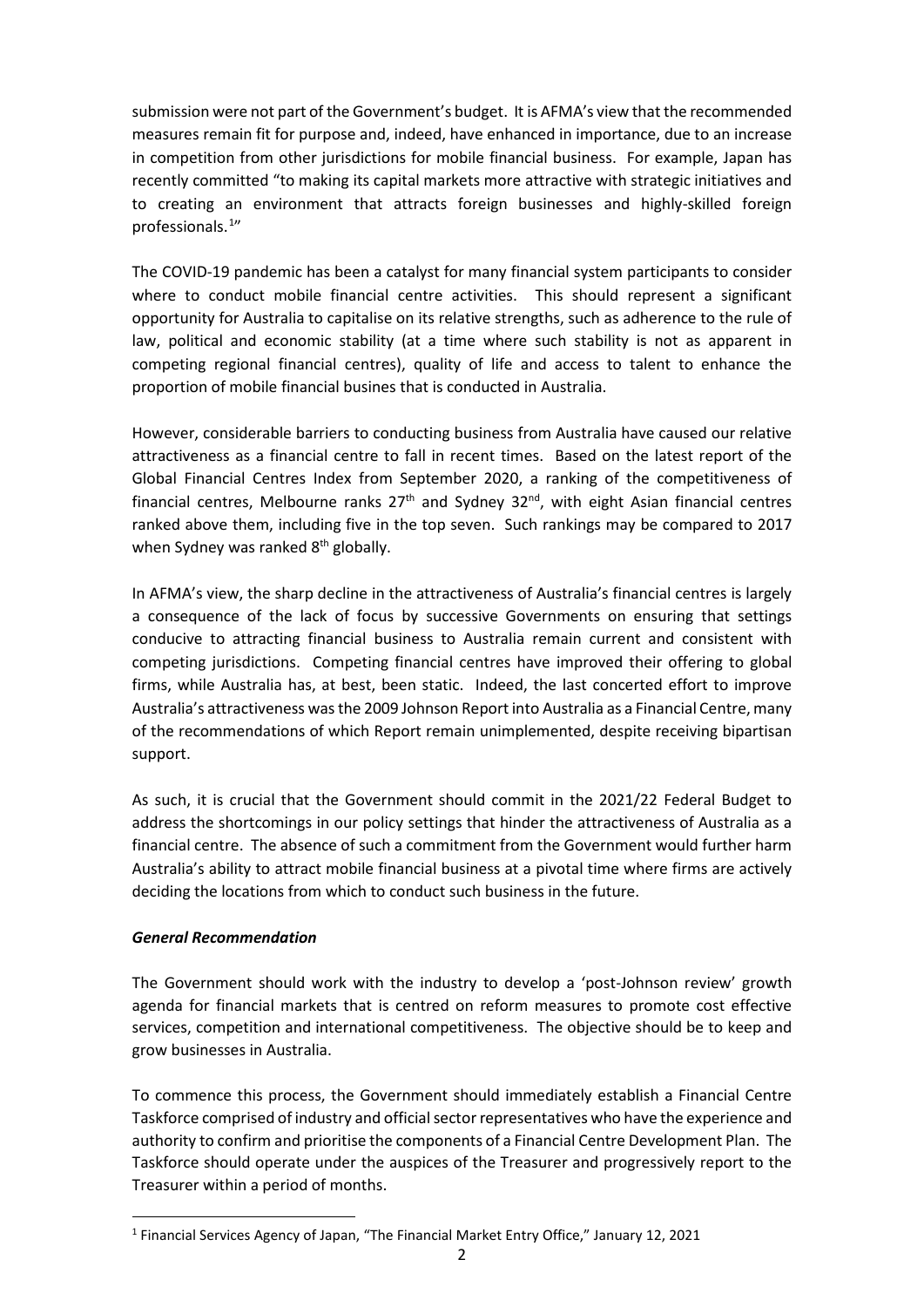submission were not part of the Government's budget. It is AFMA's view that the recommended measures remain fit for purpose and, indeed, have enhanced in importance, due to an increase in competition from other jurisdictions for mobile financial business. For example, Japan has recently committed "to making its capital markets more attractive with strategic initiatives and to creating an environment that attracts foreign businesses and highly-skilled foreign professionals.[1]"

The COVID-19 pandemic has been a catalyst for many financial system participants to consider where to conduct mobile financial centre activities. This should represent a significant opportunity for Australia to capitalise on its relative strengths, such as adherence to the rule of law, political and economic stability (at a time where such stability is not as apparent in competing regional financial centres), quality of life and access to talent to enhance the proportion of mobile financial busines that is conducted in Australia.

However, considerable barriers to conducting business from Australia have caused our relative attractiveness as a financial centre to fall in recent times. Based on the latest report of the Global Financial Centres Index from September 2020, a ranking of the competitiveness of financial centres, Melbourne ranks 27th and Sydney 32nd, with eight Asian financial centres ranked above them, including five in the top seven. Such rankings may be compared to 2017 when Sydney was ranked 8th globally.

In AFMA's view, the sharp decline in the attractiveness of Australia's financial centres is largely a consequence of the lack of focus by successive Governments on ensuring that settings conducive to attracting financial business to Australia remain current and consistent with competing jurisdictions. Competing financial centres have improved their offering to global firms, while Australia has, at best, been static. Indeed, the last concerted effort to improve Australia's attractiveness was the 2009 Johnson Report into Australia as a Financial Centre, many of the recommendations of which Report remain unimplemented, despite receiving bipartisan support.

As such, it is crucial that the Government should commit in the 2021/22 Federal Budget to address the shortcomings in our policy settings that hinder the attractiveness of Australia as a financial centre. The absence of such a commitment from the Government would further harm Australia's ability to attract mobile financial business at a pivotal time where firms are actively deciding the locations from which to conduct such business in the future.

### *General Recommendation*

The Government should work with the industry to develop a 'post-Johnson review' growth agenda for financial markets that is centred on reform measures to promote cost effective services, competition and international competitiveness. The objective should be to keep and grow businesses in Australia.

To commence this process, the Government should immediately establish a Financial Centre Taskforce comprised of industry and official sector representatives who have the experience and authority to confirm and prioritise the components of a Financial Centre Development Plan. The Taskforce should operate under the auspices of the Treasurer and progressively report to the Treasurer within a period of months.

---

[1] Financial Services Agency of Japan, "The Financial Market Entry Office," January 12, 2021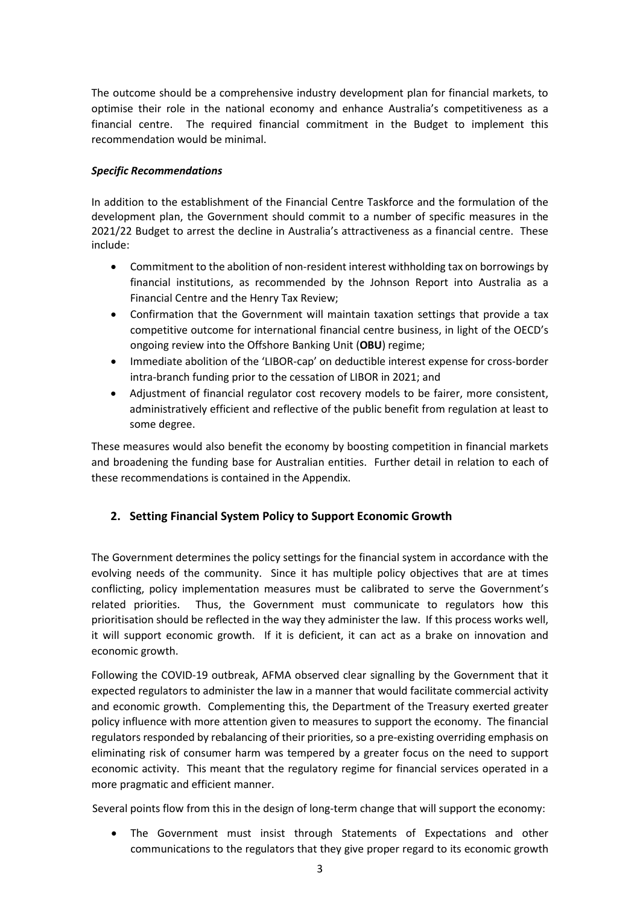The outcome should be a comprehensive industry development plan for financial markets, to optimise their role in the national economy and enhance Australia's competitiveness as a financial centre. The required financial commitment in the Budget to implement this recommendation would be minimal.

***Specific Recommendations***

In addition to the establishment of the Financial Centre Taskforce and the formulation of the development plan, the Government should commit to a number of specific measures in the 2021/22 Budget to arrest the decline in Australia's attractiveness as a financial centre. These include:

- Commitment to the abolition of non-resident interest withholding tax on borrowings by financial institutions, as recommended by the Johnson Report into Australia as a Financial Centre and the Henry Tax Review;
- Confirmation that the Government will maintain taxation settings that provide a tax competitive outcome for international financial centre business, in light of the OECD's ongoing review into the Offshore Banking Unit (**OBU**) regime;
- Immediate abolition of the 'LIBOR-cap' on deductible interest expense for cross-border intra-branch funding prior to the cessation of LIBOR in 2021; and
- Adjustment of financial regulator cost recovery models to be fairer, more consistent, administratively efficient and reflective of the public benefit from regulation at least to some degree.

These measures would also benefit the economy by boosting competition in financial markets and broadening the funding base for Australian entities. Further detail in relation to each of these recommendations is contained in the Appendix.

## 2. Setting Financial System Policy to Support Economic Growth

The Government determines the policy settings for the financial system in accordance with the evolving needs of the community. Since it has multiple policy objectives that are at times conflicting, policy implementation measures must be calibrated to serve the Government's related priorities. Thus, the Government must communicate to regulators how this prioritisation should be reflected in the way they administer the law. If this process works well, it will support economic growth. If it is deficient, it can act as a brake on innovation and economic growth.

Following the COVID-19 outbreak, AFMA observed clear signalling by the Government that it expected regulators to administer the law in a manner that would facilitate commercial activity and economic growth. Complementing this, the Department of the Treasury exerted greater policy influence with more attention given to measures to support the economy. The financial regulators responded by rebalancing of their priorities, so a pre-existing overriding emphasis on eliminating risk of consumer harm was tempered by a greater focus on the need to support economic activity. This meant that the regulatory regime for financial services operated in a more pragmatic and efficient manner.

Several points flow from this in the design of long-term change that will support the economy:

- The Government must insist through Statements of Expectations and other communications to the regulators that they give proper regard to its economic growth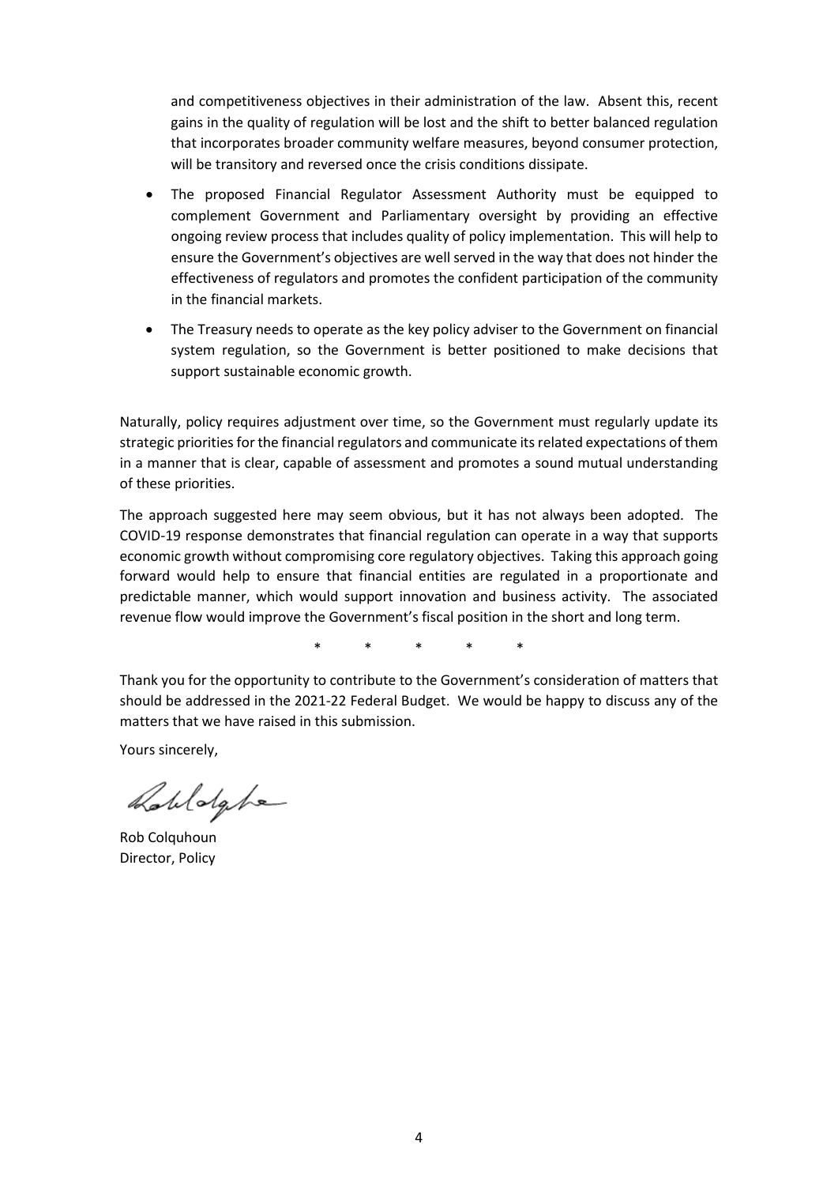and competitiveness objectives in their administration of the law. Absent this, recent gains in the quality of regulation will be lost and the shift to better balanced regulation that incorporates broader community welfare measures, beyond consumer protection, will be transitory and reversed once the crisis conditions dissipate.

- The proposed Financial Regulator Assessment Authority must be equipped to complement Government and Parliamentary oversight by providing an effective ongoing review process that includes quality of policy implementation. This will help to ensure the Government's objectives are well served in the way that does not hinder the effectiveness of regulators and promotes the confident participation of the community in the financial markets.
- The Treasury needs to operate as the key policy adviser to the Government on financial system regulation, so the Government is better positioned to make decisions that support sustainable economic growth.

Naturally, policy requires adjustment over time, so the Government must regularly update its strategic priorities for the financial regulators and communicate its related expectations of them in a manner that is clear, capable of assessment and promotes a sound mutual understanding of these priorities.

The approach suggested here may seem obvious, but it has not always been adopted. The COVID-19 response demonstrates that financial regulation can operate in a way that supports economic growth without compromising core regulatory objectives. Taking this approach going forward would help to ensure that financial entities are regulated in a proportionate and predictable manner, which would support innovation and business activity. The associated revenue flow would improve the Government's fiscal position in the short and long term.

\* \* \* \* \*

Thank you for the opportunity to contribute to the Government's consideration of matters that should be addressed in the 2021-22 Federal Budget. We would be happy to discuss any of the matters that we have raised in this submission.

Yours sincerely,

Rob Colquhoun
Director, Policy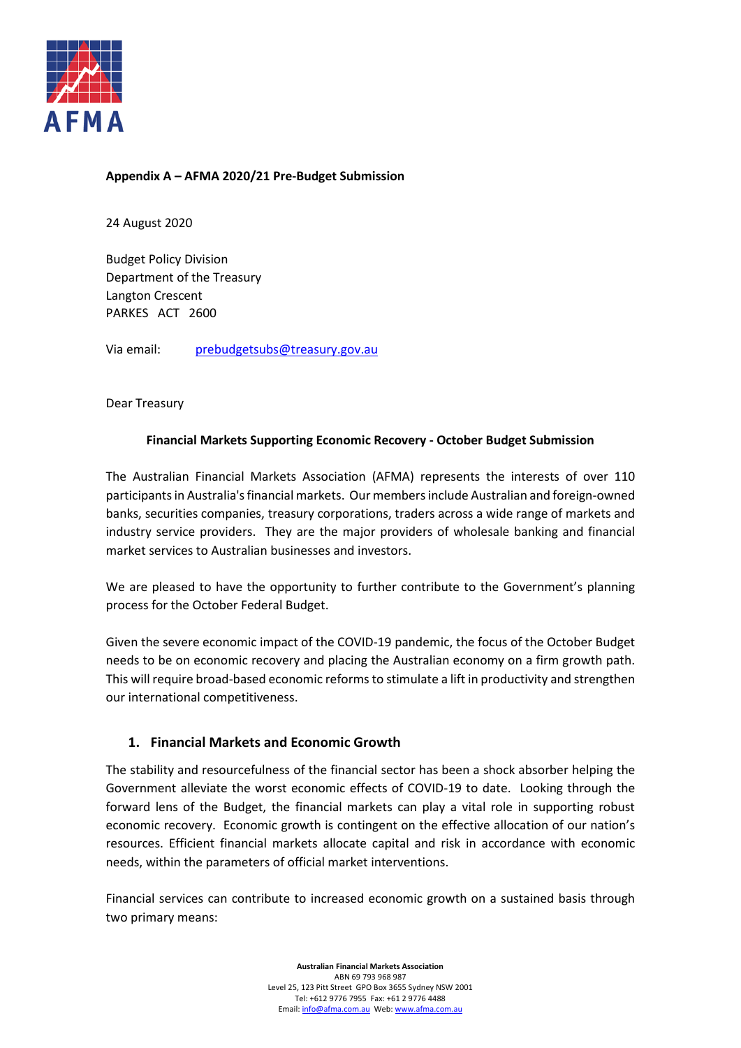**Appendix A – AFMA 2020/21 Pre-Budget Submission**

24 August 2020

Budget Policy Division
Department of the Treasury
Langton Crescent
PARKES ACT 2600

Via email: prebudgetsubs@treasury.gov.au

Dear Treasury

**Financial Markets Supporting Economic Recovery - October Budget Submission**

The Australian Financial Markets Association (AFMA) represents the interests of over 110 participants in Australia's financial markets. Our members include Australian and foreign-owned banks, securities companies, treasury corporations, traders across a wide range of markets and industry service providers. They are the major providers of wholesale banking and financial market services to Australian businesses and investors.

We are pleased to have the opportunity to further contribute to the Government's planning process for the October Federal Budget.

Given the severe economic impact of the COVID-19 pandemic, the focus of the October Budget needs to be on economic recovery and placing the Australian economy on a firm growth path. This will require broad-based economic reforms to stimulate a lift in productivity and strengthen our international competitiveness.

## 1. Financial Markets and Economic Growth

The stability and resourcefulness of the financial sector has been a shock absorber helping the Government alleviate the worst economic effects of COVID-19 to date. Looking through the forward lens of the Budget, the financial markets can play a vital role in supporting robust economic recovery. Economic growth is contingent on the effective allocation of our nation's resources. Efficient financial markets allocate capital and risk in accordance with economic needs, within the parameters of official market interventions.

Financial services can contribute to increased economic growth on a sustained basis through two primary means: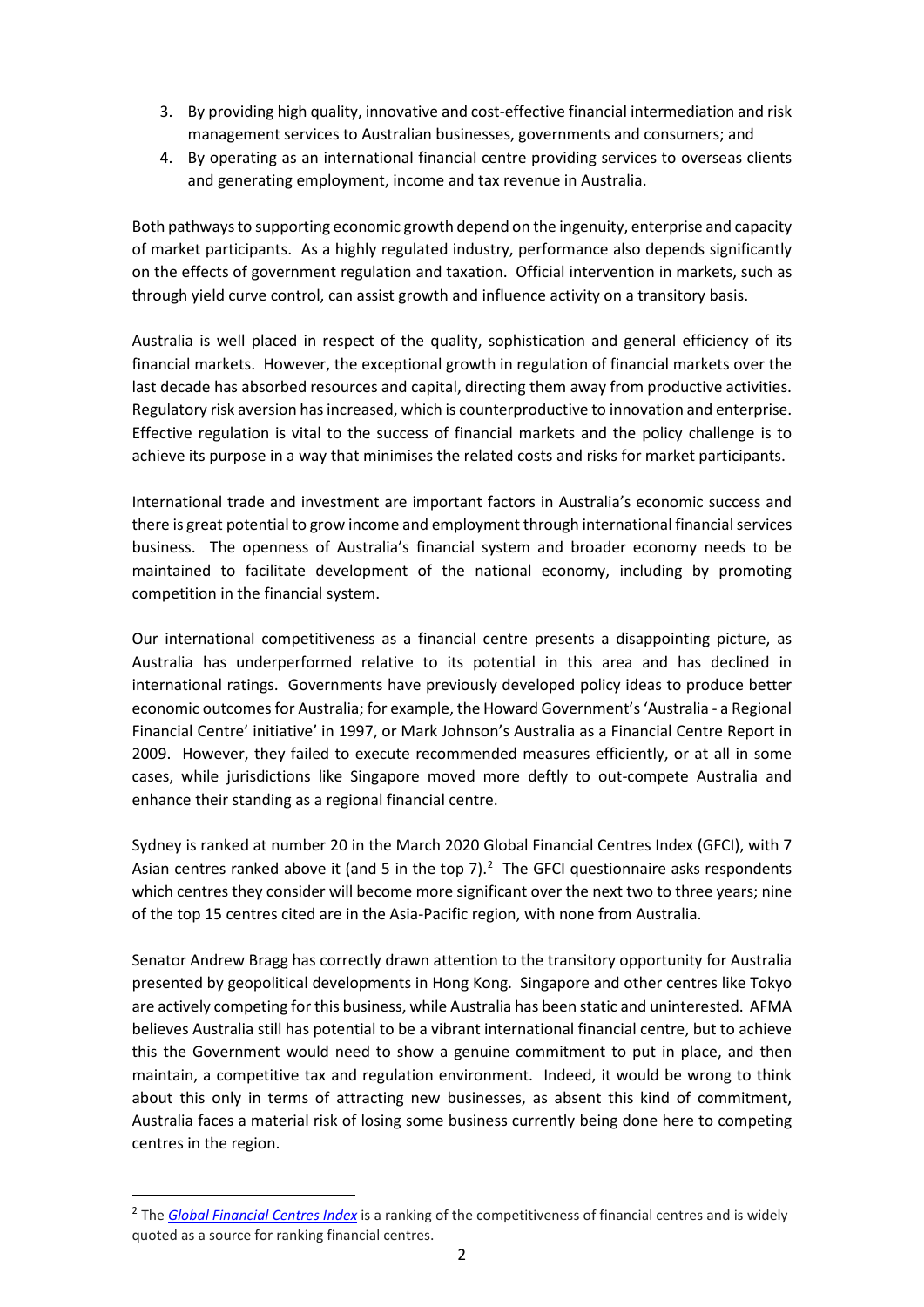3. By providing high quality, innovative and cost-effective financial intermediation and risk management services to Australian businesses, governments and consumers; and
4. By operating as an international financial centre providing services to overseas clients and generating employment, income and tax revenue in Australia.

Both pathways to supporting economic growth depend on the ingenuity, enterprise and capacity of market participants. As a highly regulated industry, performance also depends significantly on the effects of government regulation and taxation. Official intervention in markets, such as through yield curve control, can assist growth and influence activity on a transitory basis.

Australia is well placed in respect of the quality, sophistication and general efficiency of its financial markets. However, the exceptional growth in regulation of financial markets over the last decade has absorbed resources and capital, directing them away from productive activities. Regulatory risk aversion has increased, which is counterproductive to innovation and enterprise. Effective regulation is vital to the success of financial markets and the policy challenge is to achieve its purpose in a way that minimises the related costs and risks for market participants.

International trade and investment are important factors in Australia's economic success and there is great potential to grow income and employment through international financial services business. The openness of Australia's financial system and broader economy needs to be maintained to facilitate development of the national economy, including by promoting competition in the financial system.

Our international competitiveness as a financial centre presents a disappointing picture, as Australia has underperformed relative to its potential in this area and has declined in international ratings. Governments have previously developed policy ideas to produce better economic outcomes for Australia; for example, the Howard Government's 'Australia - a Regional Financial Centre' initiative' in 1997, or Mark Johnson's Australia as a Financial Centre Report in 2009. However, they failed to execute recommended measures efficiently, or at all in some cases, while jurisdictions like Singapore moved more deftly to out-compete Australia and enhance their standing as a regional financial centre.

Sydney is ranked at number 20 in the March 2020 Global Financial Centres Index (GFCI), with 7 Asian centres ranked above it (and 5 in the top 7).[2] The GFCI questionnaire asks respondents which centres they consider will become more significant over the next two to three years; nine of the top 15 centres cited are in the Asia-Pacific region, with none from Australia.

Senator Andrew Bragg has correctly drawn attention to the transitory opportunity for Australia presented by geopolitical developments in Hong Kong. Singapore and other centres like Tokyo are actively competing for this business, while Australia has been static and uninterested. AFMA believes Australia still has potential to be a vibrant international financial centre, but to achieve this the Government would need to show a genuine commitment to put in place, and then maintain, a competitive tax and regulation environment. Indeed, it would be wrong to think about this only in terms of attracting new businesses, as absent this kind of commitment, Australia faces a material risk of losing some business currently being done here to competing centres in the region.

---

[2] The *Global Financial Centres Index* is a ranking of the competitiveness of financial centres and is widely quoted as a source for ranking financial centres.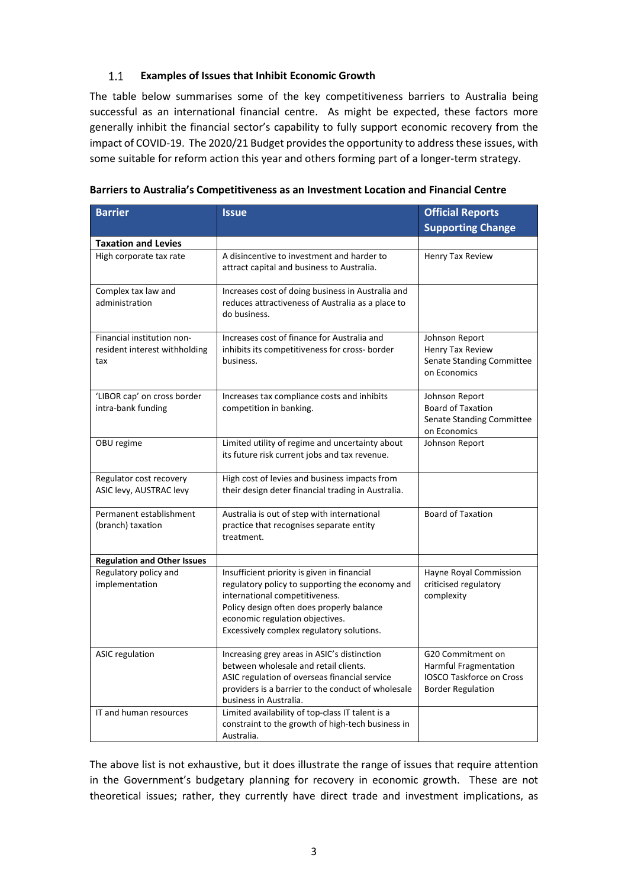### 1.1 Examples of Issues that Inhibit Economic Growth

The table below summarises some of the key competitiveness barriers to Australia being successful as an international financial centre. As might be expected, these factors more generally inhibit the financial sector's capability to fully support economic recovery from the impact of COVID-19. The 2020/21 Budget provides the opportunity to address these issues, with some suitable for reform action this year and others forming part of a longer-term strategy.

**Barriers to Australia's Competitiveness as an Investment Location and Financial Centre**

| Barrier | Issue | Official Reports Supporting Change |
|---|---|---|
| **Taxation and Levies** | | |
| High corporate tax rate | A disincentive to investment and harder to attract capital and business to Australia. | Henry Tax Review |
| Complex tax law and administration | Increases cost of doing business in Australia and reduces attractiveness of Australia as a place to do business. | |
| Financial institution non-resident interest withholding tax | Increases cost of finance for Australia and inhibits its competitiveness for cross- border business. | Johnson Report<br>Henry Tax Review<br>Senate Standing Committee on Economics |
| 'LIBOR cap' on cross border intra-bank funding | Increases tax compliance costs and inhibits competition in banking. | Johnson Report<br>Board of Taxation<br>Senate Standing Committee on Economics |
| OBU regime | Limited utility of regime and uncertainty about its future risk current jobs and tax revenue. | Johnson Report |
| Regulator cost recovery ASIC levy, AUSTRAC levy | High cost of levies and business impacts from their design deter financial trading in Australia. | |
| Permanent establishment (branch) taxation | Australia is out of step with international practice that recognises separate entity treatment. | Board of Taxation |
| **Regulation and Other Issues** | | |
| Regulatory policy and implementation | Insufficient priority is given in financial regulatory policy to supporting the economy and international competitiveness.<br>Policy design often does properly balance economic regulation objectives.<br>Excessively complex regulatory solutions. | Hayne Royal Commission criticised regulatory complexity |
| ASIC regulation | Increasing grey areas in ASIC's distinction between wholesale and retail clients.<br>ASIC regulation of overseas financial service providers is a barrier to the conduct of wholesale business in Australia. | G20 Commitment on Harmful Fragmentation<br>IOSCO Taskforce on Cross Border Regulation |
| IT and human resources | Limited availability of top-class IT talent is a constraint to the growth of high-tech business in Australia. | |

The above list is not exhaustive, but it does illustrate the range of issues that require attention in the Government's budgetary planning for recovery in economic growth. These are not theoretical issues; rather, they currently have direct trade and investment implications, as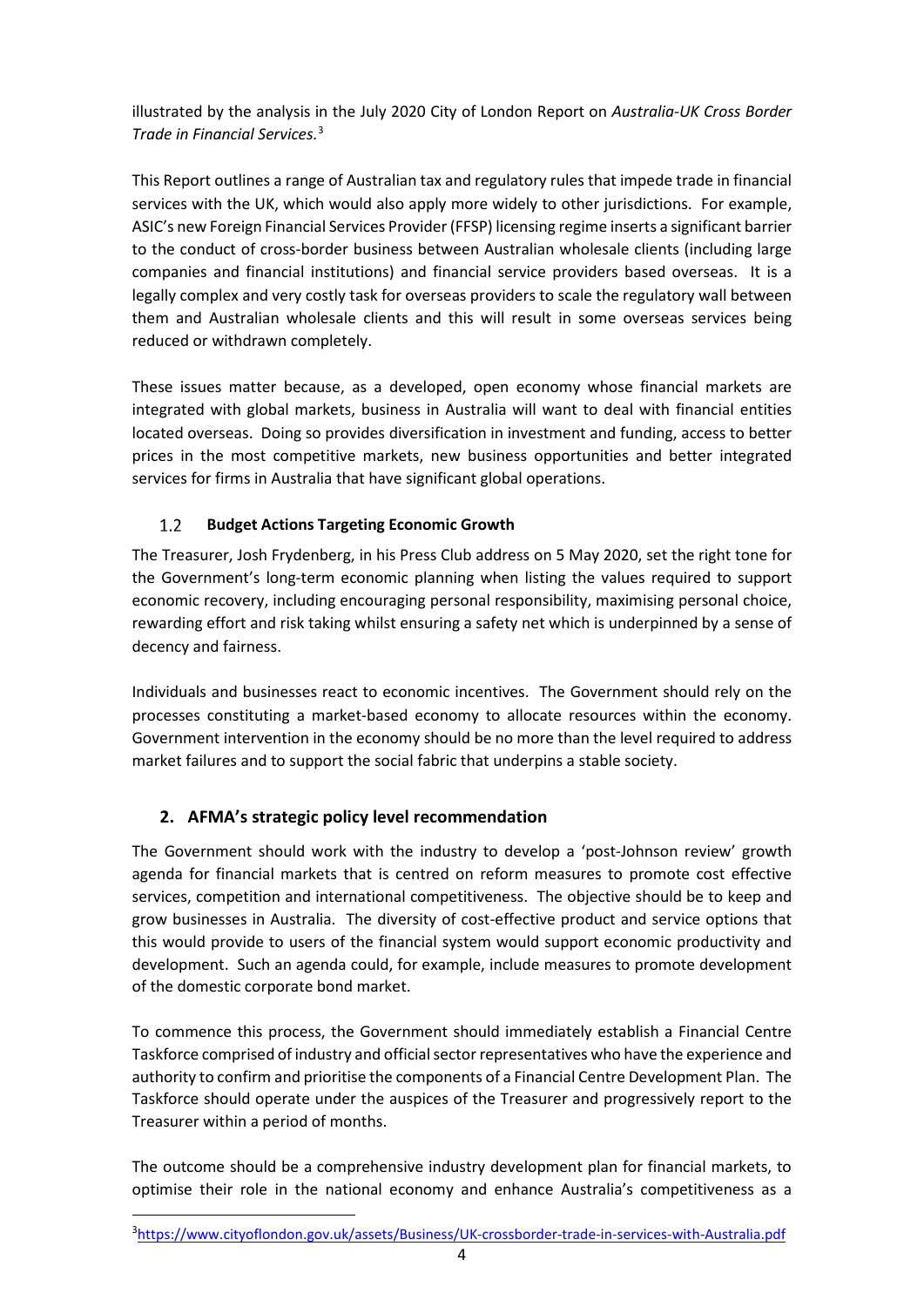illustrated by the analysis in the July 2020 City of London Report on *Australia-UK Cross Border Trade in Financial Services.*[3]

This Report outlines a range of Australian tax and regulatory rules that impede trade in financial services with the UK, which would also apply more widely to other jurisdictions. For example, ASIC's new Foreign Financial Services Provider (FFSP) licensing regime inserts a significant barrier to the conduct of cross-border business between Australian wholesale clients (including large companies and financial institutions) and financial service providers based overseas. It is a legally complex and very costly task for overseas providers to scale the regulatory wall between them and Australian wholesale clients and this will result in some overseas services being reduced or withdrawn completely.

These issues matter because, as a developed, open economy whose financial markets are integrated with global markets, business in Australia will want to deal with financial entities located overseas. Doing so provides diversification in investment and funding, access to better prices in the most competitive markets, new business opportunities and better integrated services for firms in Australia that have significant global operations.

### 1.2 Budget Actions Targeting Economic Growth

The Treasurer, Josh Frydenberg, in his Press Club address on 5 May 2020, set the right tone for the Government's long-term economic planning when listing the values required to support economic recovery, including encouraging personal responsibility, maximising personal choice, rewarding effort and risk taking whilst ensuring a safety net which is underpinned by a sense of decency and fairness.

Individuals and businesses react to economic incentives. The Government should rely on the processes constituting a market-based economy to allocate resources within the economy. Government intervention in the economy should be no more than the level required to address market failures and to support the social fabric that underpins a stable society.

## 2. AFMA's strategic policy level recommendation

The Government should work with the industry to develop a 'post-Johnson review' growth agenda for financial markets that is centred on reform measures to promote cost effective services, competition and international competitiveness. The objective should be to keep and grow businesses in Australia. The diversity of cost-effective product and service options that this would provide to users of the financial system would support economic productivity and development. Such an agenda could, for example, include measures to promote development of the domestic corporate bond market.

To commence this process, the Government should immediately establish a Financial Centre Taskforce comprised of industry and official sector representatives who have the experience and authority to confirm and prioritise the components of a Financial Centre Development Plan. The Taskforce should operate under the auspices of the Treasurer and progressively report to the Treasurer within a period of months.

The outcome should be a comprehensive industry development plan for financial markets, to optimise their role in the national economy and enhance Australia's competitiveness as a

[3] https://www.cityoflondon.gov.uk/assets/Business/UK-crossborder-trade-in-services-with-Australia.pdf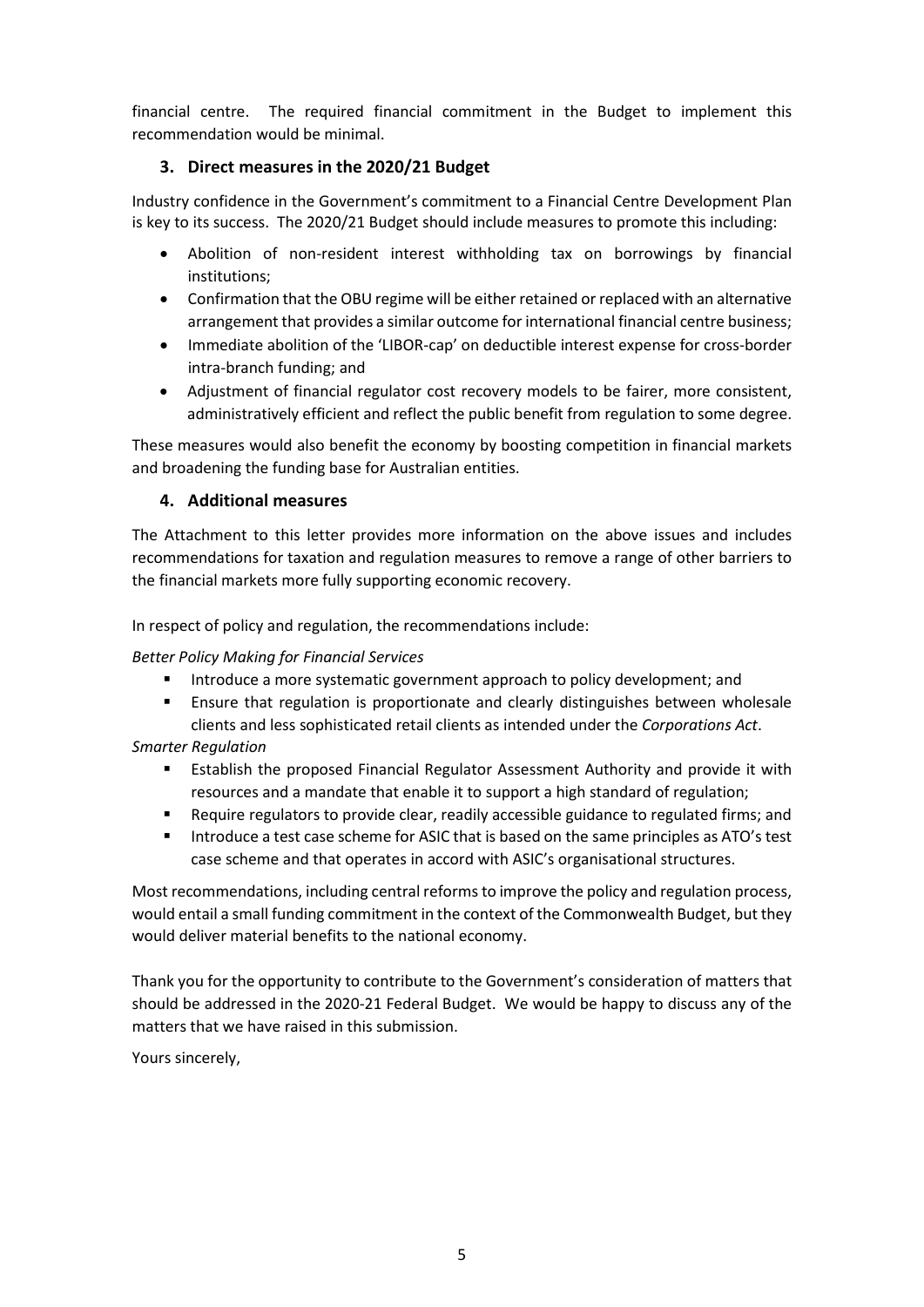financial centre. The required financial commitment in the Budget to implement this recommendation would be minimal.

## 3. Direct measures in the 2020/21 Budget

Industry confidence in the Government's commitment to a Financial Centre Development Plan is key to its success. The 2020/21 Budget should include measures to promote this including:

- Abolition of non-resident interest withholding tax on borrowings by financial institutions;
- Confirmation that the OBU regime will be either retained or replaced with an alternative arrangement that provides a similar outcome for international financial centre business;
- Immediate abolition of the 'LIBOR-cap' on deductible interest expense for cross-border intra-branch funding; and
- Adjustment of financial regulator cost recovery models to be fairer, more consistent, administratively efficient and reflect the public benefit from regulation to some degree.

These measures would also benefit the economy by boosting competition in financial markets and broadening the funding base for Australian entities.

## 4. Additional measures

The Attachment to this letter provides more information on the above issues and includes recommendations for taxation and regulation measures to remove a range of other barriers to the financial markets more fully supporting economic recovery.

In respect of policy and regulation, the recommendations include:

*Better Policy Making for Financial Services*

- Introduce a more systematic government approach to policy development; and
- Ensure that regulation is proportionate and clearly distinguishes between wholesale clients and less sophisticated retail clients as intended under the *Corporations Act*.

*Smarter Regulation*

- Establish the proposed Financial Regulator Assessment Authority and provide it with resources and a mandate that enable it to support a high standard of regulation;
- Require regulators to provide clear, readily accessible guidance to regulated firms; and
- Introduce a test case scheme for ASIC that is based on the same principles as ATO's test case scheme and that operates in accord with ASIC's organisational structures.

Most recommendations, including central reforms to improve the policy and regulation process, would entail a small funding commitment in the context of the Commonwealth Budget, but they would deliver material benefits to the national economy.

Thank you for the opportunity to contribute to the Government's consideration of matters that should be addressed in the 2020-21 Federal Budget. We would be happy to discuss any of the matters that we have raised in this submission.

Yours sincerely,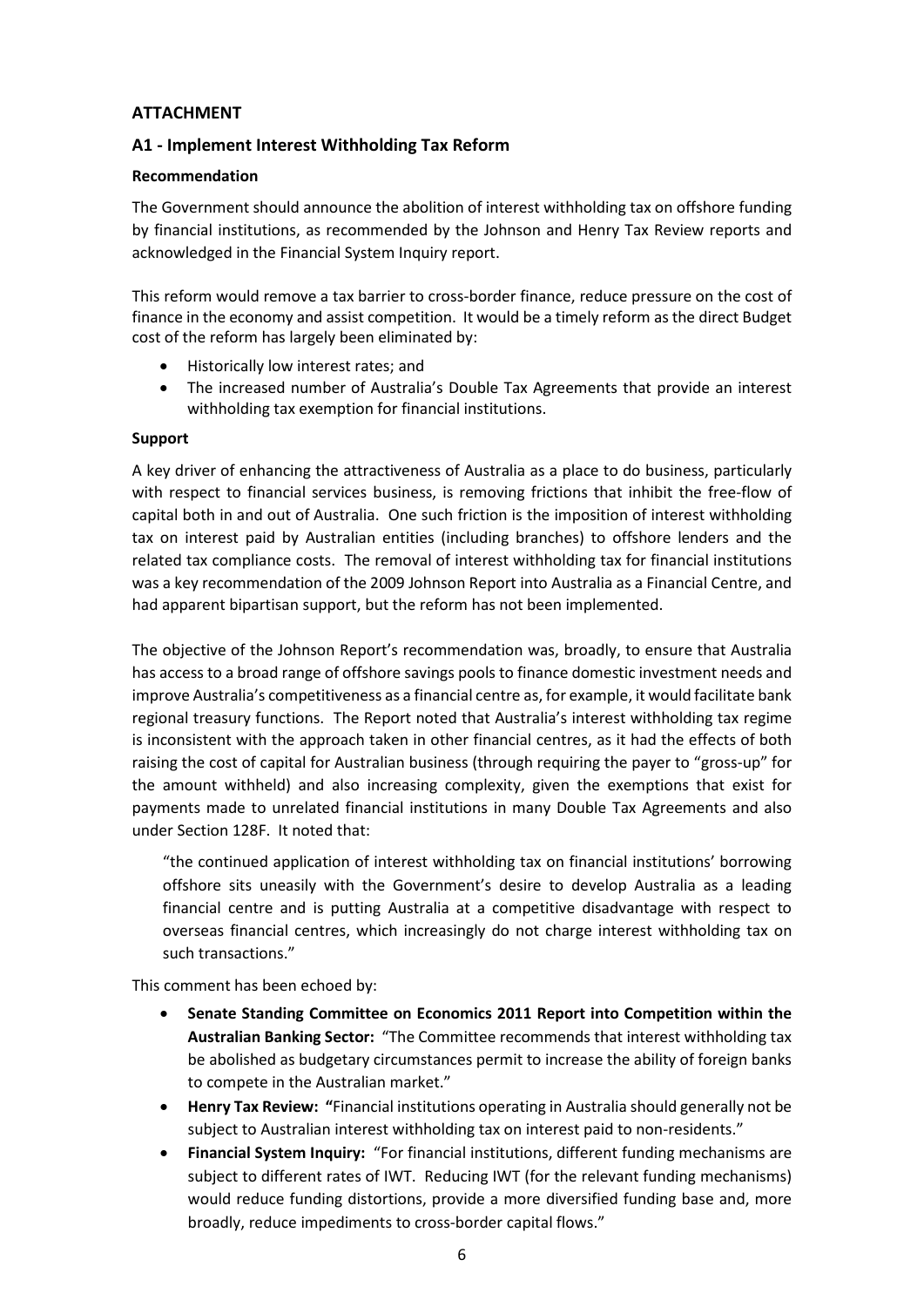## ATTACHMENT

### A1 - Implement Interest Withholding Tax Reform

**Recommendation**

The Government should announce the abolition of interest withholding tax on offshore funding by financial institutions, as recommended by the Johnson and Henry Tax Review reports and acknowledged in the Financial System Inquiry report.

This reform would remove a tax barrier to cross-border finance, reduce pressure on the cost of finance in the economy and assist competition. It would be a timely reform as the direct Budget cost of the reform has largely been eliminated by:

- Historically low interest rates; and
- The increased number of Australia's Double Tax Agreements that provide an interest withholding tax exemption for financial institutions.

**Support**

A key driver of enhancing the attractiveness of Australia as a place to do business, particularly with respect to financial services business, is removing frictions that inhibit the free-flow of capital both in and out of Australia. One such friction is the imposition of interest withholding tax on interest paid by Australian entities (including branches) to offshore lenders and the related tax compliance costs. The removal of interest withholding tax for financial institutions was a key recommendation of the 2009 Johnson Report into Australia as a Financial Centre, and had apparent bipartisan support, but the reform has not been implemented.

The objective of the Johnson Report's recommendation was, broadly, to ensure that Australia has access to a broad range of offshore savings pools to finance domestic investment needs and improve Australia's competitiveness as a financial centre as, for example, it would facilitate bank regional treasury functions. The Report noted that Australia's interest withholding tax regime is inconsistent with the approach taken in other financial centres, as it had the effects of both raising the cost of capital for Australian business (through requiring the payer to "gross-up" for the amount withheld) and also increasing complexity, given the exemptions that exist for payments made to unrelated financial institutions in many Double Tax Agreements and also under Section 128F. It noted that:

> "the continued application of interest withholding tax on financial institutions' borrowing offshore sits uneasily with the Government's desire to develop Australia as a leading financial centre and is putting Australia at a competitive disadvantage with respect to overseas financial centres, which increasingly do not charge interest withholding tax on such transactions."

This comment has been echoed by:

- **Senate Standing Committee on Economics 2011 Report into Competition within the Australian Banking Sector:** "The Committee recommends that interest withholding tax be abolished as budgetary circumstances permit to increase the ability of foreign banks to compete in the Australian market."
- **Henry Tax Review: "**Financial institutions operating in Australia should generally not be subject to Australian interest withholding tax on interest paid to non-residents."
- **Financial System Inquiry:** "For financial institutions, different funding mechanisms are subject to different rates of IWT. Reducing IWT (for the relevant funding mechanisms) would reduce funding distortions, provide a more diversified funding base and, more broadly, reduce impediments to cross-border capital flows."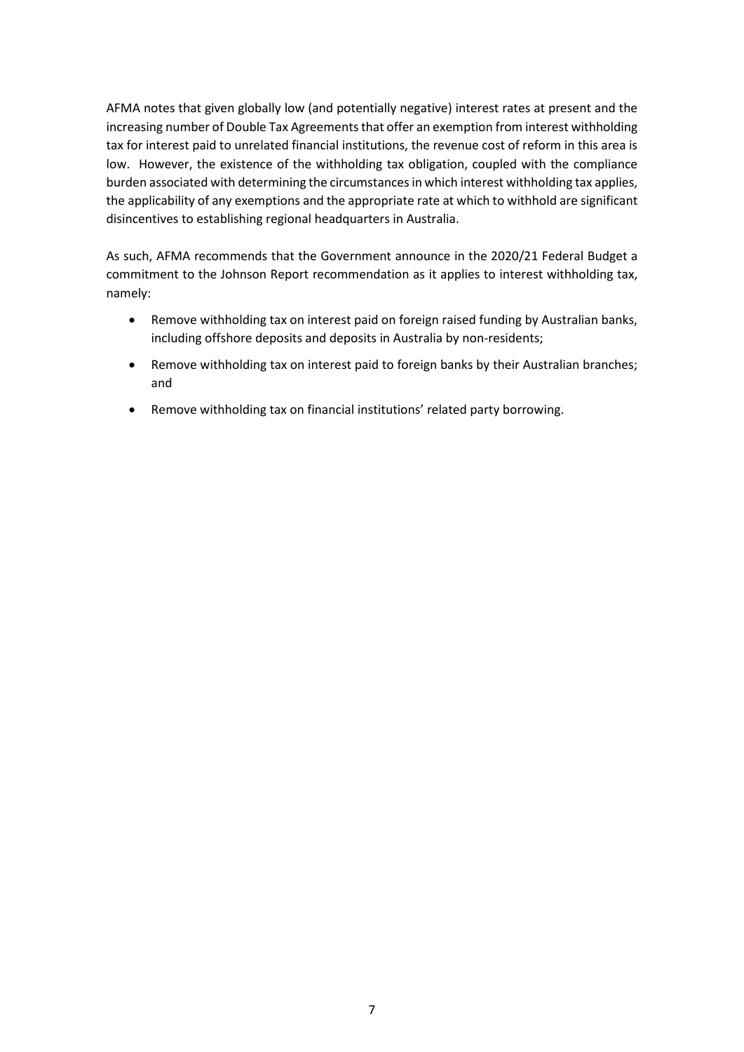AFMA notes that given globally low (and potentially negative) interest rates at present and the increasing number of Double Tax Agreements that offer an exemption from interest withholding tax for interest paid to unrelated financial institutions, the revenue cost of reform in this area is low. However, the existence of the withholding tax obligation, coupled with the compliance burden associated with determining the circumstances in which interest withholding tax applies, the applicability of any exemptions and the appropriate rate at which to withhold are significant disincentives to establishing regional headquarters in Australia.

As such, AFMA recommends that the Government announce in the 2020/21 Federal Budget a commitment to the Johnson Report recommendation as it applies to interest withholding tax, namely:

- Remove withholding tax on interest paid on foreign raised funding by Australian banks, including offshore deposits and deposits in Australia by non-residents;
- Remove withholding tax on interest paid to foreign banks by their Australian branches; and
- Remove withholding tax on financial institutions' related party borrowing.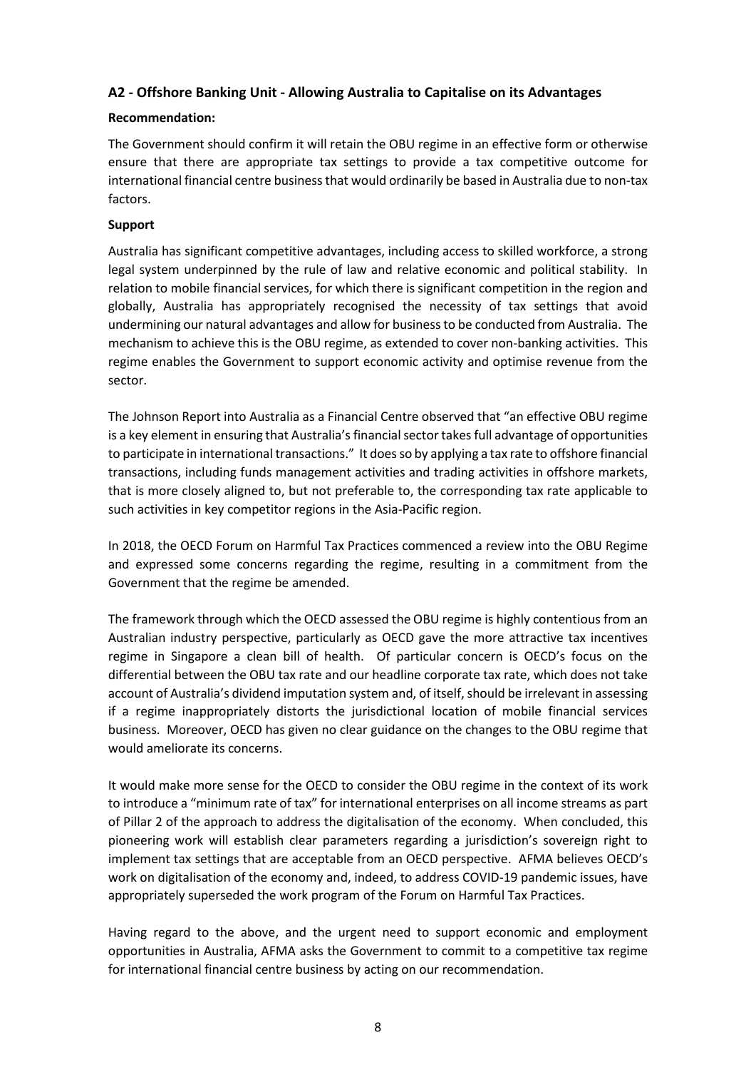### A2 - Offshore Banking Unit - Allowing Australia to Capitalise on its Advantages

**Recommendation:**

The Government should confirm it will retain the OBU regime in an effective form or otherwise ensure that there are appropriate tax settings to provide a tax competitive outcome for international financial centre business that would ordinarily be based in Australia due to non-tax factors.

**Support**

Australia has significant competitive advantages, including access to skilled workforce, a strong legal system underpinned by the rule of law and relative economic and political stability. In relation to mobile financial services, for which there is significant competition in the region and globally, Australia has appropriately recognised the necessity of tax settings that avoid undermining our natural advantages and allow for business to be conducted from Australia. The mechanism to achieve this is the OBU regime, as extended to cover non-banking activities. This regime enables the Government to support economic activity and optimise revenue from the sector.

The Johnson Report into Australia as a Financial Centre observed that "an effective OBU regime is a key element in ensuring that Australia's financial sector takes full advantage of opportunities to participate in international transactions." It does so by applying a tax rate to offshore financial transactions, including funds management activities and trading activities in offshore markets, that is more closely aligned to, but not preferable to, the corresponding tax rate applicable to such activities in key competitor regions in the Asia-Pacific region.

In 2018, the OECD Forum on Harmful Tax Practices commenced a review into the OBU Regime and expressed some concerns regarding the regime, resulting in a commitment from the Government that the regime be amended.

The framework through which the OECD assessed the OBU regime is highly contentious from an Australian industry perspective, particularly as OECD gave the more attractive tax incentives regime in Singapore a clean bill of health. Of particular concern is OECD's focus on the differential between the OBU tax rate and our headline corporate tax rate, which does not take account of Australia's dividend imputation system and, of itself, should be irrelevant in assessing if a regime inappropriately distorts the jurisdictional location of mobile financial services business. Moreover, OECD has given no clear guidance on the changes to the OBU regime that would ameliorate its concerns.

It would make more sense for the OECD to consider the OBU regime in the context of its work to introduce a "minimum rate of tax" for international enterprises on all income streams as part of Pillar 2 of the approach to address the digitalisation of the economy. When concluded, this pioneering work will establish clear parameters regarding a jurisdiction's sovereign right to implement tax settings that are acceptable from an OECD perspective. AFMA believes OECD's work on digitalisation of the economy and, indeed, to address COVID-19 pandemic issues, have appropriately superseded the work program of the Forum on Harmful Tax Practices.

Having regard to the above, and the urgent need to support economic and employment opportunities in Australia, AFMA asks the Government to commit to a competitive tax regime for international financial centre business by acting on our recommendation.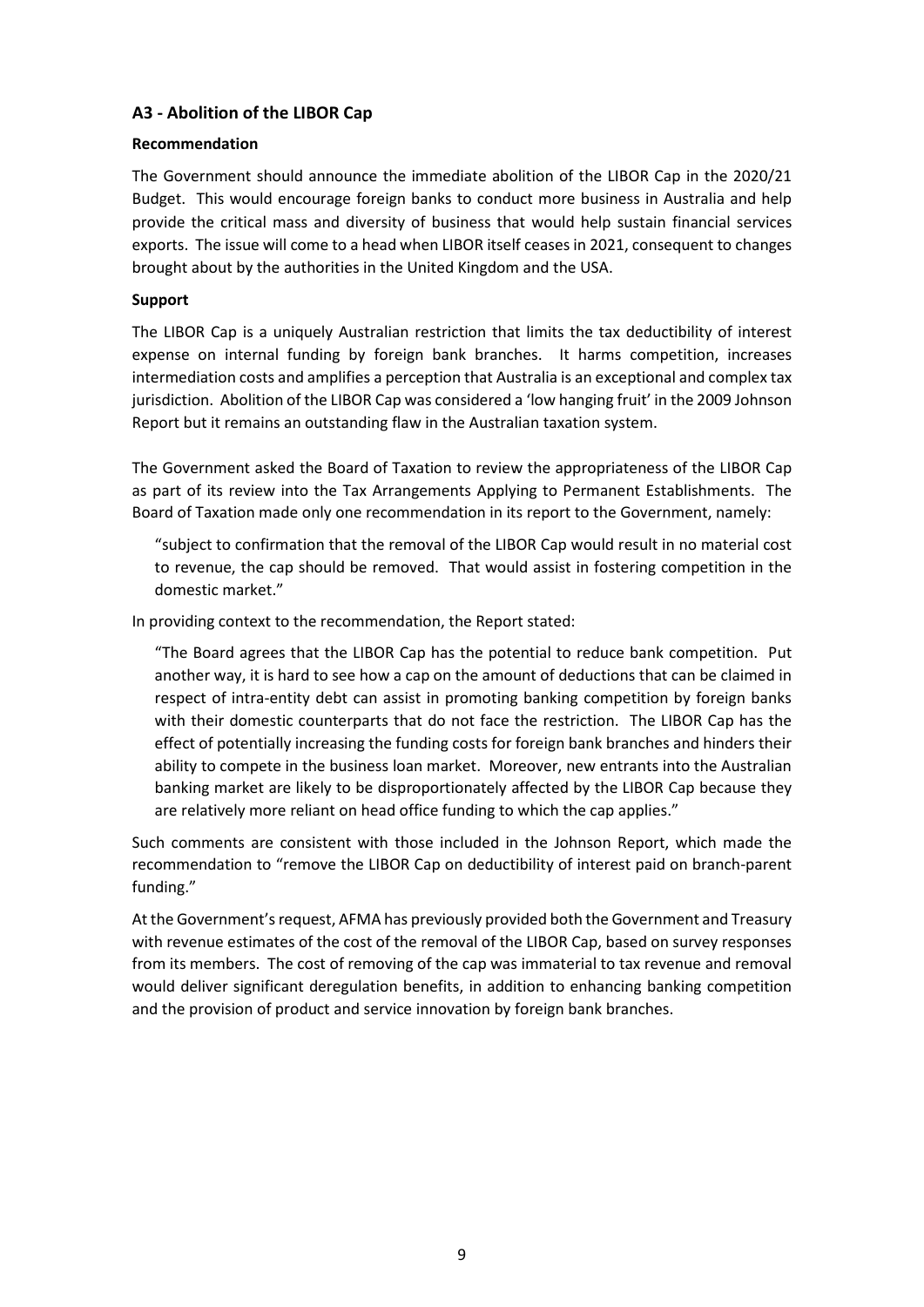### A3 - Abolition of the LIBOR Cap

**Recommendation**

The Government should announce the immediate abolition of the LIBOR Cap in the 2020/21 Budget. This would encourage foreign banks to conduct more business in Australia and help provide the critical mass and diversity of business that would help sustain financial services exports. The issue will come to a head when LIBOR itself ceases in 2021, consequent to changes brought about by the authorities in the United Kingdom and the USA.

**Support**

The LIBOR Cap is a uniquely Australian restriction that limits the tax deductibility of interest expense on internal funding by foreign bank branches. It harms competition, increases intermediation costs and amplifies a perception that Australia is an exceptional and complex tax jurisdiction. Abolition of the LIBOR Cap was considered a 'low hanging fruit' in the 2009 Johnson Report but it remains an outstanding flaw in the Australian taxation system.

The Government asked the Board of Taxation to review the appropriateness of the LIBOR Cap as part of its review into the Tax Arrangements Applying to Permanent Establishments. The Board of Taxation made only one recommendation in its report to the Government, namely:

> "subject to confirmation that the removal of the LIBOR Cap would result in no material cost to revenue, the cap should be removed. That would assist in fostering competition in the domestic market."

In providing context to the recommendation, the Report stated:

> "The Board agrees that the LIBOR Cap has the potential to reduce bank competition. Put another way, it is hard to see how a cap on the amount of deductions that can be claimed in respect of intra-entity debt can assist in promoting banking competition by foreign banks with their domestic counterparts that do not face the restriction. The LIBOR Cap has the effect of potentially increasing the funding costs for foreign bank branches and hinders their ability to compete in the business loan market. Moreover, new entrants into the Australian banking market are likely to be disproportionately affected by the LIBOR Cap because they are relatively more reliant on head office funding to which the cap applies."

Such comments are consistent with those included in the Johnson Report, which made the recommendation to "remove the LIBOR Cap on deductibility of interest paid on branch-parent funding."

At the Government's request, AFMA has previously provided both the Government and Treasury with revenue estimates of the cost of the removal of the LIBOR Cap, based on survey responses from its members. The cost of removing of the cap was immaterial to tax revenue and removal would deliver significant deregulation benefits, in addition to enhancing banking competition and the provision of product and service innovation by foreign bank branches.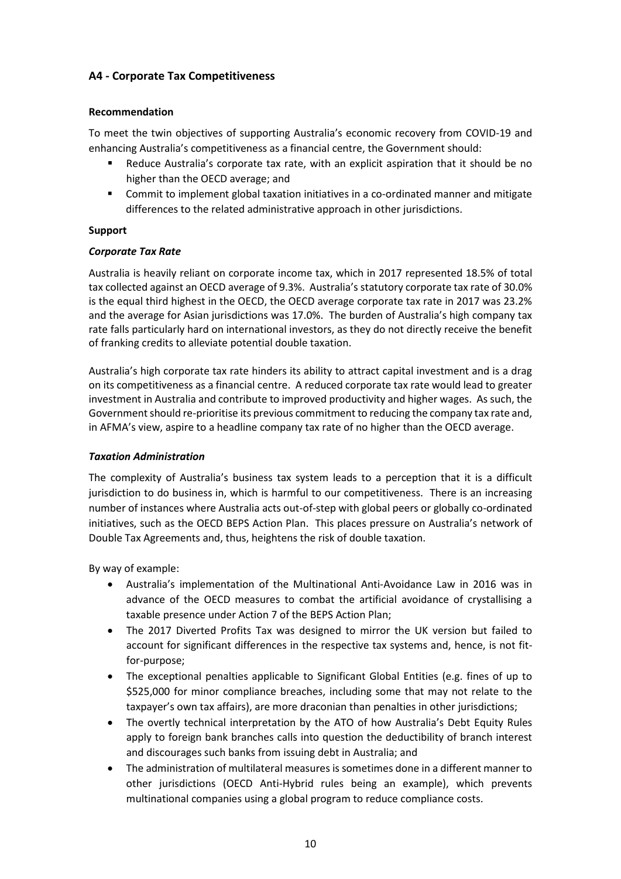## A4 - Corporate Tax Competitiveness

**Recommendation**

To meet the twin objectives of supporting Australia's economic recovery from COVID-19 and enhancing Australia's competitiveness as a financial centre, the Government should:

- Reduce Australia's corporate tax rate, with an explicit aspiration that it should be no higher than the OECD average; and
- Commit to implement global taxation initiatives in a co-ordinated manner and mitigate differences to the related administrative approach in other jurisdictions.

**Support**

***Corporate Tax Rate***

Australia is heavily reliant on corporate income tax, which in 2017 represented 18.5% of total tax collected against an OECD average of 9.3%. Australia's statutory corporate tax rate of 30.0% is the equal third highest in the OECD, the OECD average corporate tax rate in 2017 was 23.2% and the average for Asian jurisdictions was 17.0%. The burden of Australia's high company tax rate falls particularly hard on international investors, as they do not directly receive the benefit of franking credits to alleviate potential double taxation.

Australia's high corporate tax rate hinders its ability to attract capital investment and is a drag on its competitiveness as a financial centre. A reduced corporate tax rate would lead to greater investment in Australia and contribute to improved productivity and higher wages. As such, the Government should re-prioritise its previous commitment to reducing the company tax rate and, in AFMA's view, aspire to a headline company tax rate of no higher than the OECD average.

***Taxation Administration***

The complexity of Australia's business tax system leads to a perception that it is a difficult jurisdiction to do business in, which is harmful to our competitiveness. There is an increasing number of instances where Australia acts out-of-step with global peers or globally co-ordinated initiatives, such as the OECD BEPS Action Plan. This places pressure on Australia's network of Double Tax Agreements and, thus, heightens the risk of double taxation.

By way of example:

- Australia's implementation of the Multinational Anti-Avoidance Law in 2016 was in advance of the OECD measures to combat the artificial avoidance of crystallising a taxable presence under Action 7 of the BEPS Action Plan;
- The 2017 Diverted Profits Tax was designed to mirror the UK version but failed to account for significant differences in the respective tax systems and, hence, is not fit-for-purpose;
- The exceptional penalties applicable to Significant Global Entities (e.g. fines of up to \$525,000 for minor compliance breaches, including some that may not relate to the taxpayer's own tax affairs), are more draconian than penalties in other jurisdictions;
- The overtly technical interpretation by the ATO of how Australia's Debt Equity Rules apply to foreign bank branches calls into question the deductibility of branch interest and discourages such banks from issuing debt in Australia; and
- The administration of multilateral measures is sometimes done in a different manner to other jurisdictions (OECD Anti-Hybrid rules being an example), which prevents multinational companies using a global program to reduce compliance costs.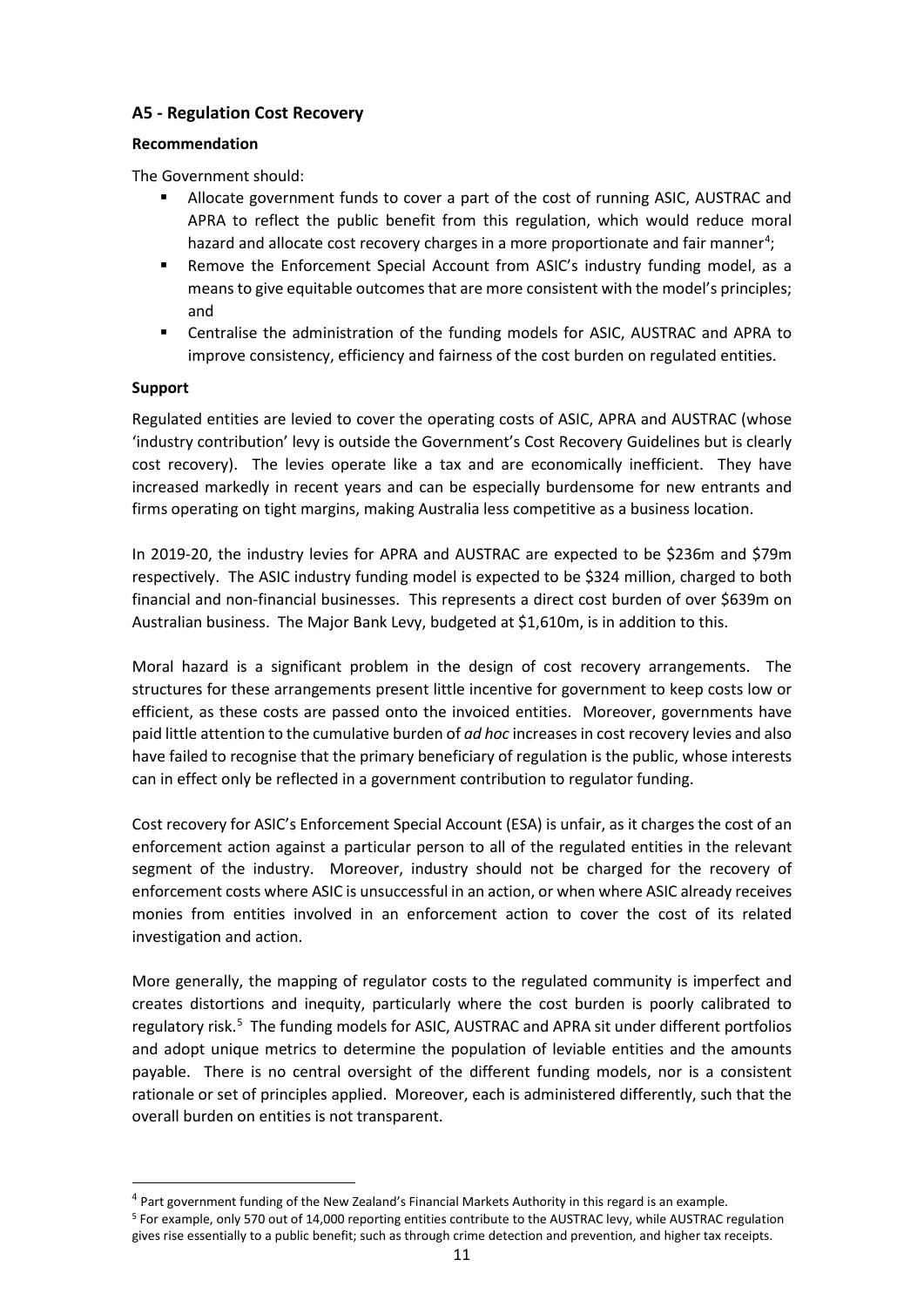### A5 - Regulation Cost Recovery

**Recommendation**

The Government should:

- Allocate government funds to cover a part of the cost of running ASIC, AUSTRAC and APRA to reflect the public benefit from this regulation, which would reduce moral hazard and allocate cost recovery charges in a more proportionate and fair manner[4];
- Remove the Enforcement Special Account from ASIC's industry funding model, as a means to give equitable outcomes that are more consistent with the model's principles; and
- Centralise the administration of the funding models for ASIC, AUSTRAC and APRA to improve consistency, efficiency and fairness of the cost burden on regulated entities.

**Support**

Regulated entities are levied to cover the operating costs of ASIC, APRA and AUSTRAC (whose 'industry contribution' levy is outside the Government's Cost Recovery Guidelines but is clearly cost recovery). The levies operate like a tax and are economically inefficient. They have increased markedly in recent years and can be especially burdensome for new entrants and firms operating on tight margins, making Australia less competitive as a business location.

In 2019-20, the industry levies for APRA and AUSTRAC are expected to be $236m and $79m respectively. The ASIC industry funding model is expected to be $324 million, charged to both financial and non-financial businesses. This represents a direct cost burden of over $639m on Australian business. The Major Bank Levy, budgeted at $1,610m, is in addition to this.

Moral hazard is a significant problem in the design of cost recovery arrangements. The structures for these arrangements present little incentive for government to keep costs low or efficient, as these costs are passed onto the invoiced entities. Moreover, governments have paid little attention to the cumulative burden of *ad hoc* increases in cost recovery levies and also have failed to recognise that the primary beneficiary of regulation is the public, whose interests can in effect only be reflected in a government contribution to regulator funding.

Cost recovery for ASIC's Enforcement Special Account (ESA) is unfair, as it charges the cost of an enforcement action against a particular person to all of the regulated entities in the relevant segment of the industry. Moreover, industry should not be charged for the recovery of enforcement costs where ASIC is unsuccessful in an action, or when where ASIC already receives monies from entities involved in an enforcement action to cover the cost of its related investigation and action.

More generally, the mapping of regulator costs to the regulated community is imperfect and creates distortions and inequity, particularly where the cost burden is poorly calibrated to regulatory risk.[5] The funding models for ASIC, AUSTRAC and APRA sit under different portfolios and adopt unique metrics to determine the population of leviable entities and the amounts payable. There is no central oversight of the different funding models, nor is a consistent rationale or set of principles applied. Moreover, each is administered differently, such that the overall burden on entities is not transparent.

---

[4] Part government funding of the New Zealand's Financial Markets Authority in this regard is an example.

[5] For example, only 570 out of 14,000 reporting entities contribute to the AUSTRAC levy, while AUSTRAC regulation gives rise essentially to a public benefit; such as through crime detection and prevention, and higher tax receipts.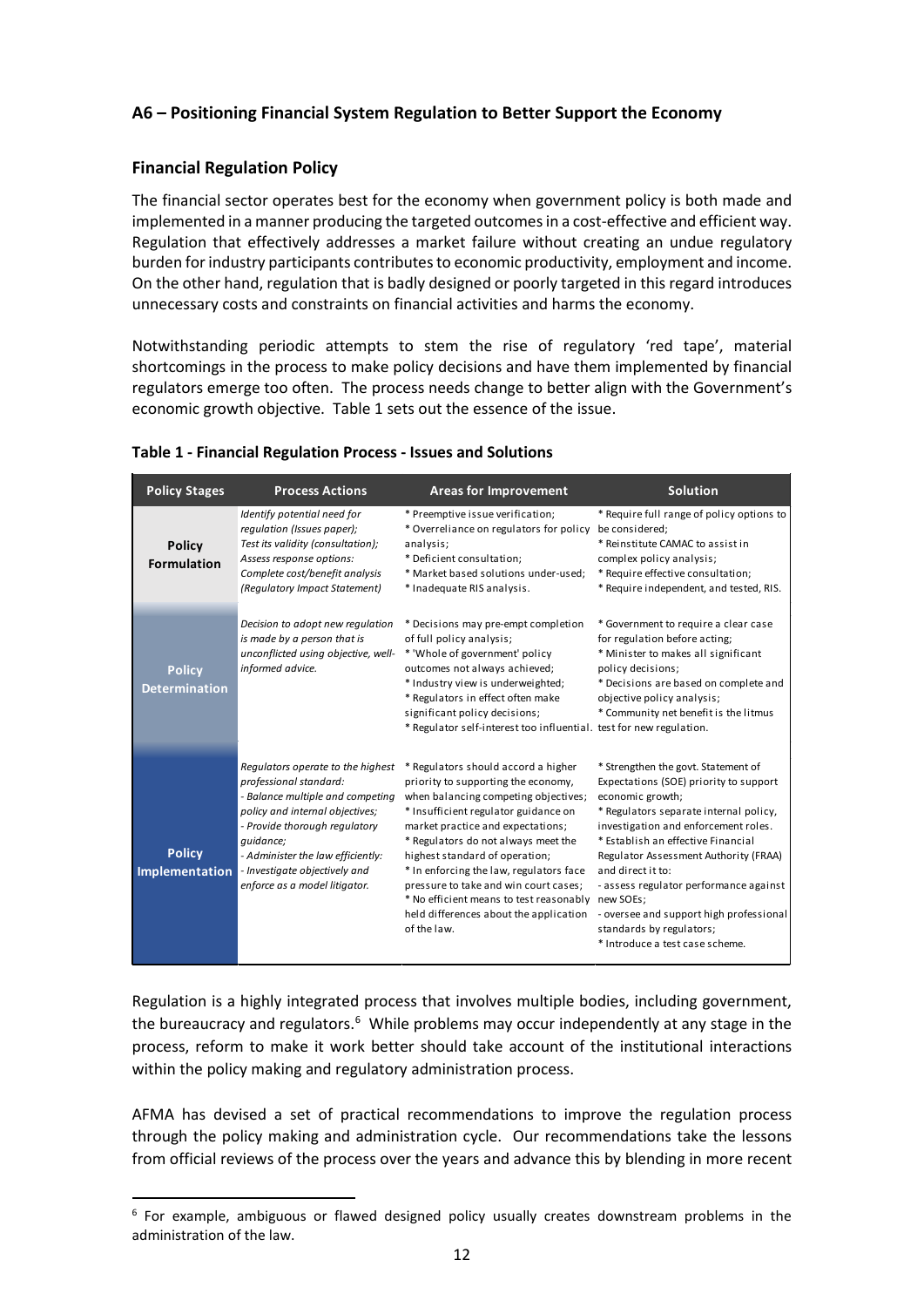## A6 – Positioning Financial System Regulation to Better Support the Economy

### Financial Regulation Policy

The financial sector operates best for the economy when government policy is both made and implemented in a manner producing the targeted outcomes in a cost-effective and efficient way. Regulation that effectively addresses a market failure without creating an undue regulatory burden for industry participants contributes to economic productivity, employment and income. On the other hand, regulation that is badly designed or poorly targeted in this regard introduces unnecessary costs and constraints on financial activities and harms the economy.

Notwithstanding periodic attempts to stem the rise of regulatory 'red tape', material shortcomings in the process to make policy decisions and have them implemented by financial regulators emerge too often. The process needs change to better align with the Government's economic growth objective. Table 1 sets out the essence of the issue.

**Table 1 - Financial Regulation Process - Issues and Solutions**

| Policy Stages | Process Actions | Areas for Improvement | Solution |
|---|---|---|---|
| **Policy Formulation** | *Identify potential need for regulation (Issues paper); Test its validity (consultation); Assess response options: Complete cost/benefit analysis (Regulatory Impact Statement)* | * Preemptive issue verification;<br>* Overreliance on regulators for policy analysis;<br>* Deficient consultation;<br>* Market based solutions under-used;<br>* Inadequate RIS analysis. | * Require full range of policy options to be considered;<br>* Reinstitute CAMAC to assist in complex policy analysis;<br>* Require effective consultation;<br>* Require independent, and tested, RIS. |
| **Policy Determination** | *Decision to adopt new regulation is made by a person that is unconflicted using objective, well-informed advice.* | * Decisions may pre-empt completion of full policy analysis;<br>* 'Whole of government' policy outcomes not always achieved;<br>* Industry view is underweighted;<br>* Regulators in effect often make significant policy decisions;<br>* Regulator self-interest too influential. | * Government to require a clear case for regulation before acting;<br>* Minister to makes all significant policy decisions;<br>* Decisions are based on complete and objective policy analysis;<br>* Community net benefit is the litmus test for new regulation. |
| **Policy Implementation** | *Regulators operate to the highest professional standard:<br>- Balance multiple and competing policy and internal objectives;<br>- Provide thorough regulatory guidance;<br>- Administer the law efficiently:<br>- Investigate objectively and enforce as a model litigator.* | * Regulators should accord a higher priority to supporting the economy, when balancing competing objectives;<br>* Insufficient regulator guidance on market practice and expectations;<br>* Regulators do not always meet the highest standard of operation;<br>* In enforcing the law, regulators face pressure to take and win court cases;<br>* No efficient means to test reasonably held differences about the application of the law. | * Strengthen the govt. Statement of Expectations (SOE) priority to support economic growth;<br>* Regulators separate internal policy, investigation and enforcement roles.<br>* Establish an effective Financial Regulator Assessment Authority (FRAA) and direct it to:<br>- assess regulator performance against new SOEs;<br>- oversee and support high professional standards by regulators;<br>* Introduce a test case scheme. |

Regulation is a highly integrated process that involves multiple bodies, including government, the bureaucracy and regulators.[6] While problems may occur independently at any stage in the process, reform to make it work better should take account of the institutional interactions within the policy making and regulatory administration process.

AFMA has devised a set of practical recommendations to improve the regulation process through the policy making and administration cycle. Our recommendations take the lessons from official reviews of the process over the years and advance this by blending in more recent

[6] For example, ambiguous or flawed designed policy usually creates downstream problems in the administration of the law.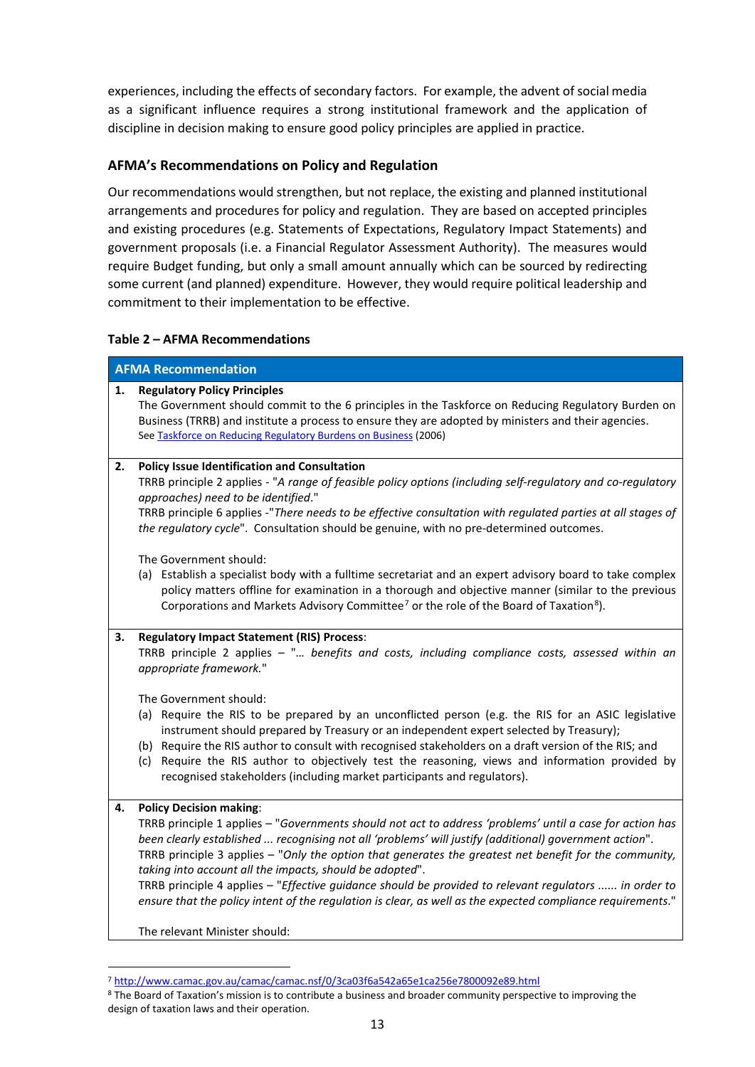experiences, including the effects of secondary factors. For example, the advent of social media as a significant influence requires a strong institutional framework and the application of discipline in decision making to ensure good policy principles are applied in practice.

### AFMA's Recommendations on Policy and Regulation

Our recommendations would strengthen, but not replace, the existing and planned institutional arrangements and procedures for policy and regulation. They are based on accepted principles and existing procedures (e.g. Statements of Expectations, Regulatory Impact Statements) and government proposals (i.e. a Financial Regulator Assessment Authority). The measures would require Budget funding, but only a small amount annually which can be sourced by redirecting some current (and planned) expenditure. However, they would require political leadership and commitment to their implementation to be effective.

**Table 2 – AFMA Recommendations**

| AFMA Recommendation |
|---|
| **1. Regulatory Policy Principles**<br>The Government should commit to the 6 principles in the Taskforce on Reducing Regulatory Burden on Business (TRRB) and institute a process to ensure they are adopted by ministers and their agencies.<br>See Taskforce on Reducing Regulatory Burdens on Business (2006) |
| **2. Policy Issue Identification and Consultation**<br>TRRB principle 2 applies - "*A range of feasible policy options (including self-regulatory and co-regulatory approaches) need to be identified*."<br>TRRB principle 6 applies -"*There needs to be effective consultation with regulated parties at all stages of the regulatory cycle*". Consultation should be genuine, with no pre-determined outcomes.<br><br>The Government should:<br>(a) Establish a specialist body with a fulltime secretariat and an expert advisory board to take complex policy matters offline for examination in a thorough and objective manner (similar to the previous Corporations and Markets Advisory Committee[7] or the role of the Board of Taxation[8]). |
| **3. Regulatory Impact Statement (RIS) Process**:<br>TRRB principle 2 applies – "*… benefits and costs, including compliance costs, assessed within an appropriate framework.*"<br><br>The Government should:<br>(a) Require the RIS to be prepared by an unconflicted person (e.g. the RIS for an ASIC legislative instrument should prepared by Treasury or an independent expert selected by Treasury);<br>(b) Require the RIS author to consult with recognised stakeholders on a draft version of the RIS; and<br>(c) Require the RIS author to objectively test the reasoning, views and information provided by recognised stakeholders (including market participants and regulators). |
| **4. Policy Decision making**:<br>TRRB principle 1 applies – "*Governments should not act to address 'problems' until a case for action has been clearly established ... recognising not all 'problems' will justify (additional) government action*".<br>TRRB principle 3 applies – "*Only the option that generates the greatest net benefit for the community, taking into account all the impacts, should be adopted*".<br>TRRB principle 4 applies – "*Effective guidance should be provided to relevant regulators ...... in order to ensure that the policy intent of the regulation is clear, as well as the expected compliance requirements.*"<br><br>The relevant Minister should: |

[7] http://www.camac.gov.au/camac/camac.nsf/0/3ca03f6a542a65e1ca256e7800092e89.html

[8] The Board of Taxation's mission is to contribute a business and broader community perspective to improving the design of taxation laws and their operation.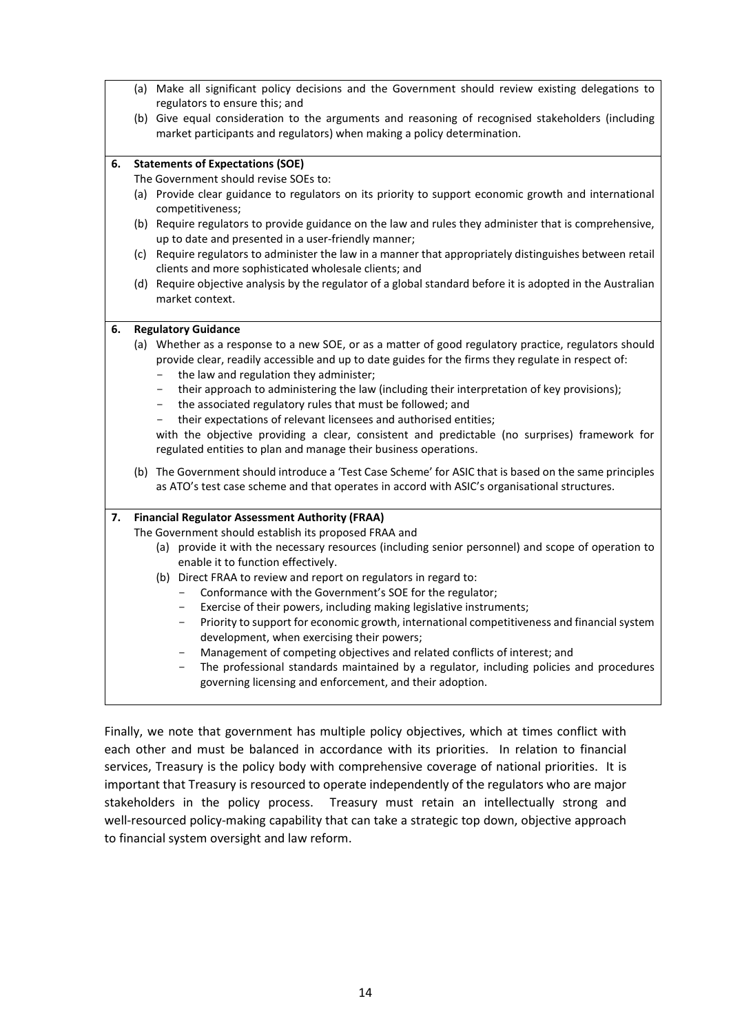(a) Make all significant policy decisions and the Government should review existing delegations to regulators to ensure this; and

(b) Give equal consideration to the arguments and reasoning of recognised stakeholders (including market participants and regulators) when making a policy determination.

**6. Statements of Expectations (SOE)**

The Government should revise SOEs to:

(a) Provide clear guidance to regulators on its priority to support economic growth and international competitiveness;

(b) Require regulators to provide guidance on the law and rules they administer that is comprehensive, up to date and presented in a user-friendly manner;

(c) Require regulators to administer the law in a manner that appropriately distinguishes between retail clients and more sophisticated wholesale clients; and

(d) Require objective analysis by the regulator of a global standard before it is adopted in the Australian market context.

**6. Regulatory Guidance**

(a) Whether as a response to a new SOE, or as a matter of good regulatory practice, regulators should provide clear, readily accessible and up to date guides for the firms they regulate in respect of:

- the law and regulation they administer;
- their approach to administering the law (including their interpretation of key provisions);
- the associated regulatory rules that must be followed; and
- their expectations of relevant licensees and authorised entities;

with the objective providing a clear, consistent and predictable (no surprises) framework for regulated entities to plan and manage their business operations.

(b) The Government should introduce a 'Test Case Scheme' for ASIC that is based on the same principles as ATO's test case scheme and that operates in accord with ASIC's organisational structures.

**7. Financial Regulator Assessment Authority (FRAA)**

The Government should establish its proposed FRAA and

(a) provide it with the necessary resources (including senior personnel) and scope of operation to enable it to function effectively.

(b) Direct FRAA to review and report on regulators in regard to:

- Conformance with the Government's SOE for the regulator;
- Exercise of their powers, including making legislative instruments;
- Priority to support for economic growth, international competitiveness and financial system development, when exercising their powers;
- Management of competing objectives and related conflicts of interest; and
- The professional standards maintained by a regulator, including policies and procedures governing licensing and enforcement, and their adoption.

Finally, we note that government has multiple policy objectives, which at times conflict with each other and must be balanced in accordance with its priorities. In relation to financial services, Treasury is the policy body with comprehensive coverage of national priorities. It is important that Treasury is resourced to operate independently of the regulators who are major stakeholders in the policy process. Treasury must retain an intellectually strong and well-resourced policy-making capability that can take a strategic top down, objective approach to financial system oversight and law reform.